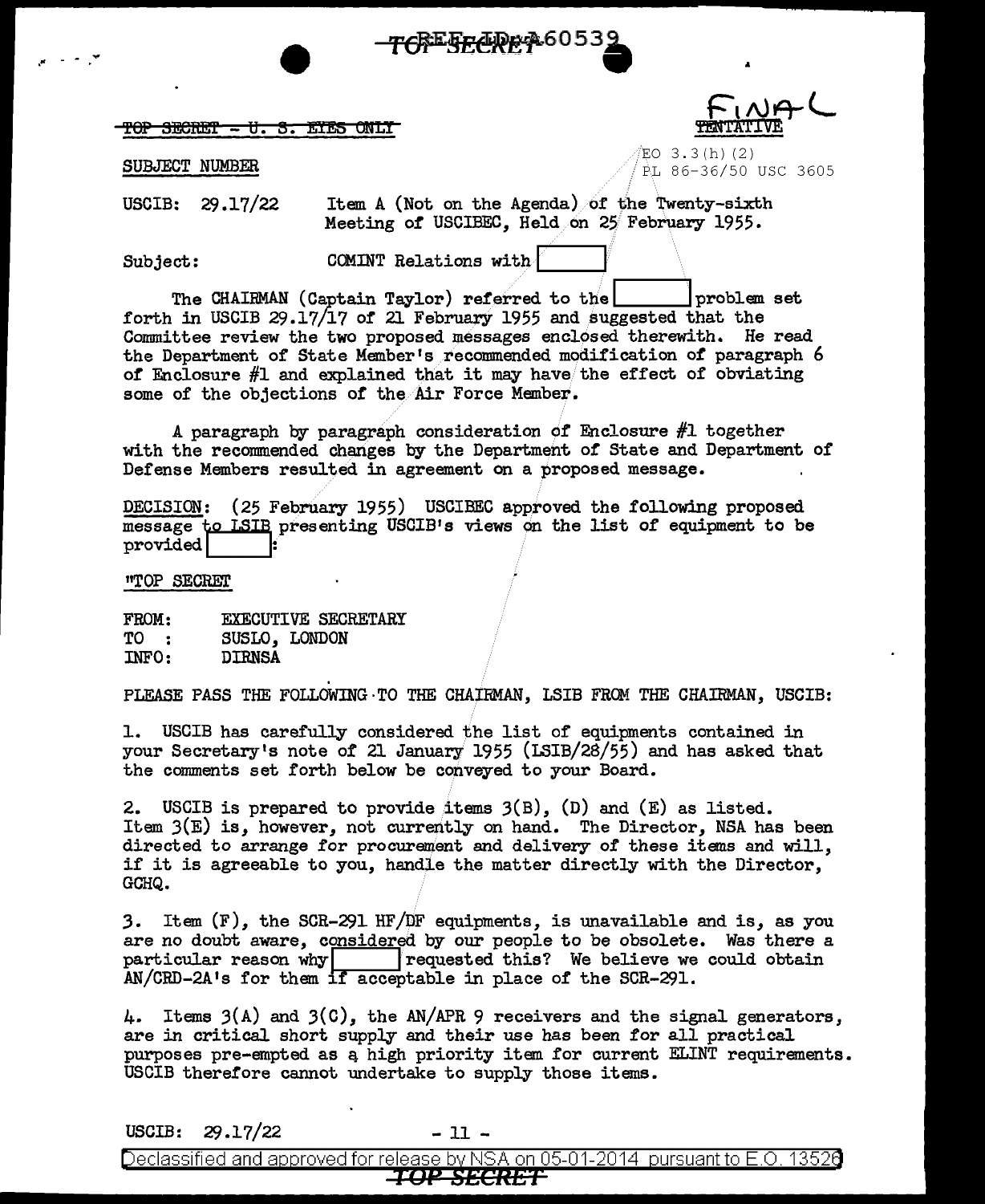TOP SECRET - U. S. EYES ONLY

FINAL
~~TENTATIVE~~

EO 3.3(h)(2)
PL 86-36/50 USC 3605

SUBJECT NUMBER

USCIB: 29.17/22 Item A (Not on the Agenda) of the Twenty-sixth Meeting of USCIBEC, Held on 25 February 1955.

Subject: COMINT Relations with [ ]

The CHAIRMAN (Captain Taylor) referred to the [ ] problem set forth in USCIB 29.17/17 of 21 February 1955 and suggested that the Committee review the two proposed messages enclosed therewith. He read the Department of State Member's recommended modification of paragraph 6 of Enclosure #1 and explained that it may have the effect of obviating some of the objections of the Air Force Member.

A paragraph by paragraph consideration of Enclosure #1 together with the recommended changes by the Department of State and Department of Defense Members resulted in agreement on a proposed message.

DECISION: (25 February 1955) USCIBEC approved the following proposed message to LSIB presenting USCIB's views on the list of equipment to be provided [ ]:

"TOP SECRET

FROM: EXECUTIVE SECRETARY
TO : SUSLO, LONDON
INFO: DIRNSA

PLEASE PASS THE FOLLOWING TO THE CHAIRMAN, LSIB FROM THE CHAIRMAN, USCIB:

1. USCIB has carefully considered the list of equipments contained in your Secretary's note of 21 January 1955 (LSIB/28/55) and has asked that the comments set forth below be conveyed to your Board.

2. USCIB is prepared to provide items 3(B), (D) and (E) as listed. Item 3(E) is, however, not currently on hand. The Director, NSA has been directed to arrange for procurement and delivery of these items and will, if it is agreeable to you, handle the matter directly with the Director, GCHQ.

3. Item (F), the SCR-291 HF/DF equipments, is unavailable and is, as you are no doubt aware, considered by our people to be obsolete. Was there a particular reason why [ ] requested this? We believe we could obtain AN/CRD-2A's for them if acceptable in place of the SCR-291.

4. Items 3(A) and 3(C), the AN/APR 9 receivers and the signal generators, are in critical short supply and their use has been for all practical purposes pre-empted as a high priority item for current ELINT requirements. USCIB therefore cannot undertake to supply those items.

USCIB: 29.17/22

Declassified and approved for release by NSA on 05-01-2014 pursuant to E.O. 13526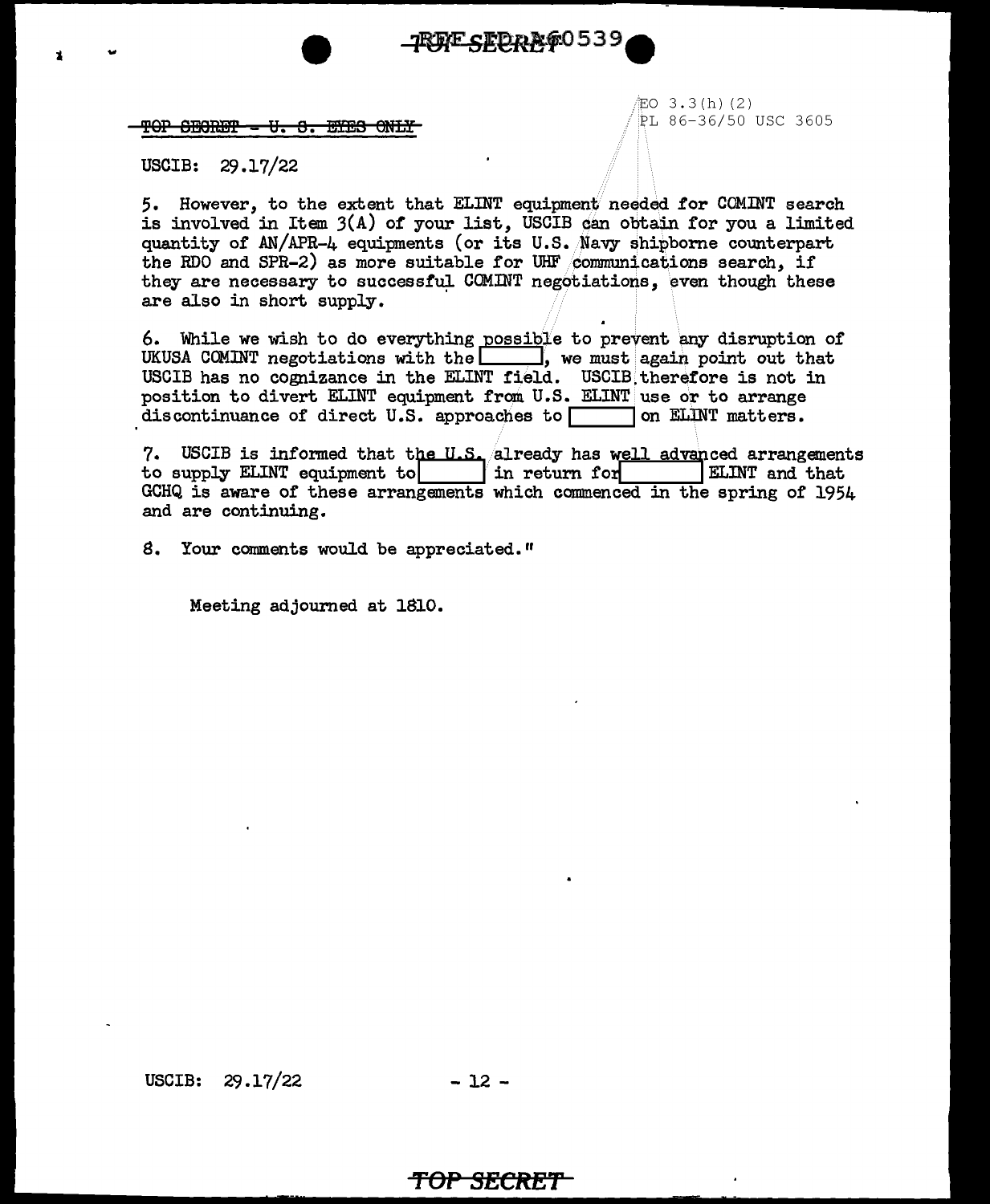TOP SECRET - U. S. EYES ONLY

EO 3.3(h)(2)
PL 86-36/50 USC 3605

USCIB: 29.17/22

5. However, to the extent that ELINT equipment needed for COMINT search is involved in Item 3(A) of your list, USCIB can obtain for you a limited quantity of AN/APR-4 equipments (or its U.S. Navy shipborne counterpart the RDO and SPR-2) as more suitable for UHF communications search, if they are necessary to successful COMINT negotiations, even though these are also in short supply.

6. While we wish to do everything possible to prevent any disruption of UKUSA COMINT negotiations with the [      ], we must again point out that USCIB has no cognizance in the ELINT field. USCIB therefore is not in position to divert ELINT equipment from U.S. ELINT use or to arrange discontinuance of direct U.S. approaches to [      ] on ELINT matters.

7. USCIB is informed that the U.S. already has well advanced arrangements to supply ELINT equipment to [      ] in return for [      ] ELINT and that GCHQ is aware of these arrangements which commenced in the spring of 1954 and are continuing.

8. Your comments would be appreciated."

Meeting adjourned at 1810.

USCIB: 29.17/22

TOP SECRET